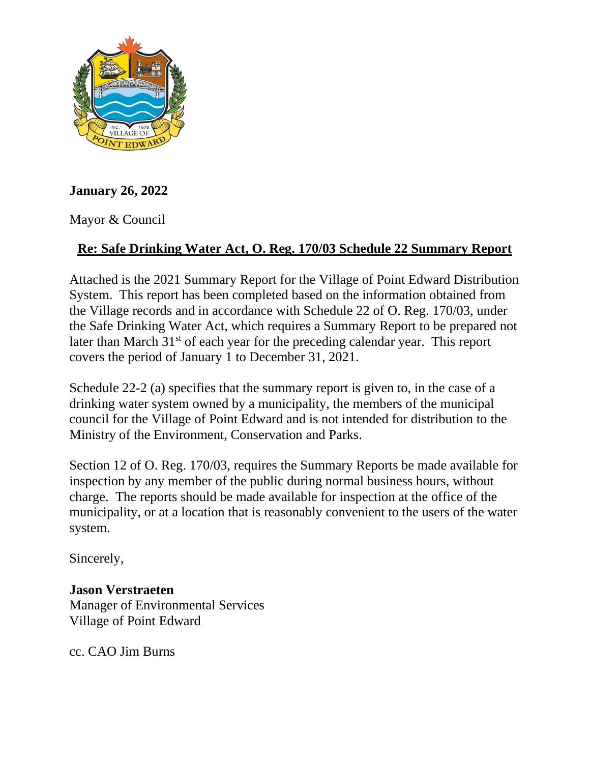**January 26, 2022**

Mayor & Council

**Re: Safe Drinking Water Act, O. Reg. 170/03 Schedule 22 Summary Report**

Attached is the 2021 Summary Report for the Village of Point Edward Distribution System. This report has been completed based on the information obtained from the Village records and in accordance with Schedule 22 of O. Reg. 170/03, under the Safe Drinking Water Act, which requires a Summary Report to be prepared not later than March 31st of each year for the preceding calendar year. This report covers the period of January 1 to December 31, 2021.

Schedule 22-2 (a) specifies that the summary report is given to, in the case of a drinking water system owned by a municipality, the members of the municipal council for the Village of Point Edward and is not intended for distribution to the Ministry of the Environment, Conservation and Parks.

Section 12 of O. Reg. 170/03, requires the Summary Reports be made available for inspection by any member of the public during normal business hours, without charge. The reports should be made available for inspection at the office of the municipality, or at a location that is reasonably convenient to the users of the water system.

Sincerely,

**Jason Verstraeten**
Manager of Environmental Services
Village of Point Edward

cc. CAO Jim Burns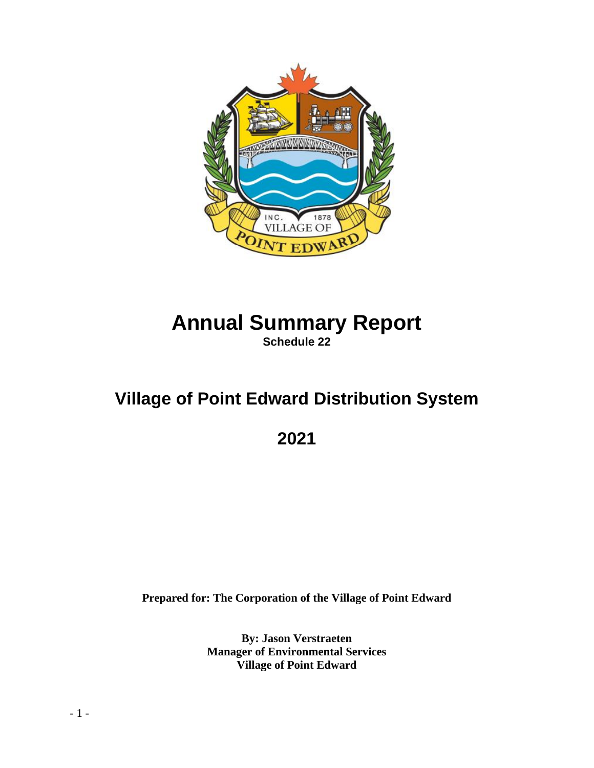# Annual Summary Report

**Schedule 22**

# Village of Point Edward Distribution System

# 2021

**Prepared for: The Corporation of the Village of Point Edward**

**By: Jason Verstraeten**
**Manager of Environmental Services**
**Village of Point Edward**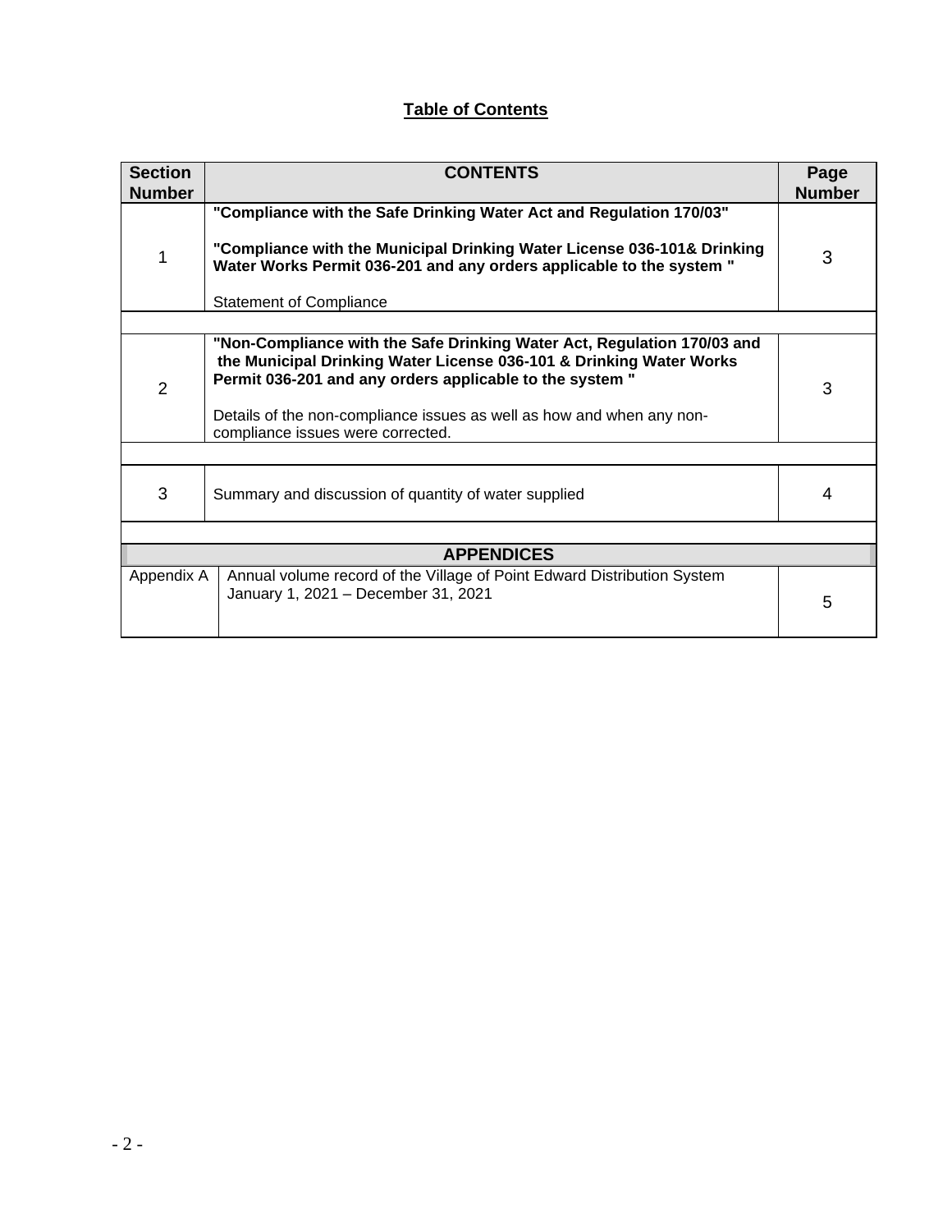# Table of Contents

| Section Number | CONTENTS | Page Number |
|---|---|---|
| 1 | **"Compliance with the Safe Drinking Water Act and Regulation 170/03"**<br><br>**"Compliance with the Municipal Drinking Water License 036-101& Drinking Water Works Permit 036-201 and any orders applicable to the system "**<br><br>Statement of Compliance | 3 |
| | | |
| 2 | **"Non-Compliance with the Safe Drinking Water Act, Regulation 170/03 and the Municipal Drinking Water License 036-101 & Drinking Water Works Permit 036-201 and any orders applicable to the system "**<br><br>Details of the non-compliance issues as well as how and when any non-compliance issues were corrected. | 3 |
| | | |
| 3 | Summary and discussion of quantity of water supplied | 4 |
| | | |
| **APPENDICES** | | |
| Appendix A | Annual volume record of the Village of Point Edward Distribution System January 1, 2021 – December 31, 2021 | 5 |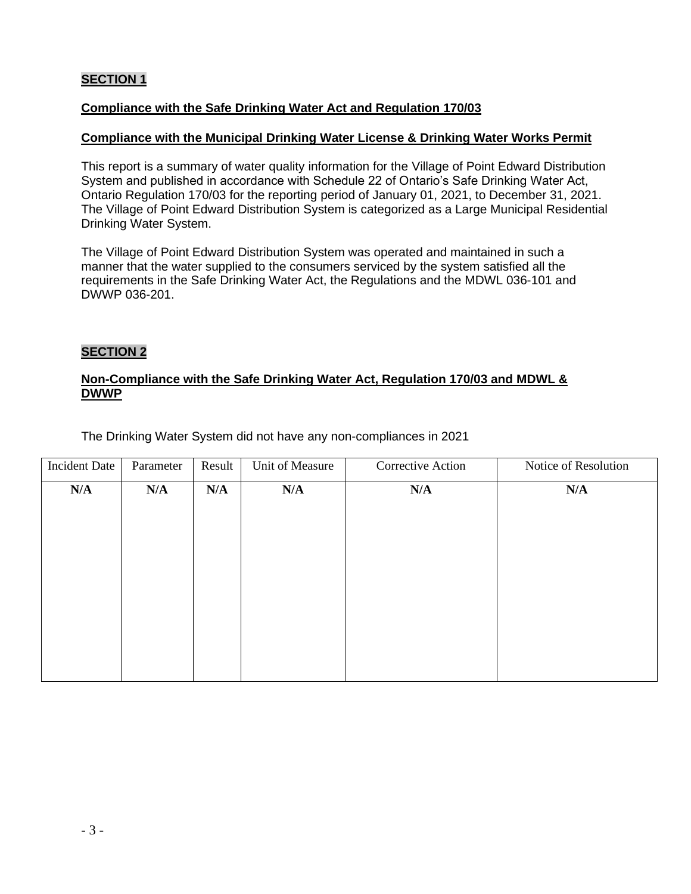## SECTION 1

### Compliance with the Safe Drinking Water Act and Regulation 170/03

### Compliance with the Municipal Drinking Water License & Drinking Water Works Permit

This report is a summary of water quality information for the Village of Point Edward Distribution System and published in accordance with Schedule 22 of Ontario's Safe Drinking Water Act, Ontario Regulation 170/03 for the reporting period of January 01, 2021, to December 31, 2021. The Village of Point Edward Distribution System is categorized as a Large Municipal Residential Drinking Water System.

The Village of Point Edward Distribution System was operated and maintained in such a manner that the water supplied to the consumers serviced by the system satisfied all the requirements in the Safe Drinking Water Act, the Regulations and the MDWL 036-101 and DWWP 036-201.

## SECTION 2

### Non-Compliance with the Safe Drinking Water Act, Regulation 170/03 and MDWL & DWWP

The Drinking Water System did not have any non-compliances in 2021

| Incident Date | Parameter | Result | Unit of Measure | Corrective Action | Notice of Resolution |
|---|---|---|---|---|---|
| **N/A** | **N/A** | **N/A** | **N/A** | **N/A** | **N/A** |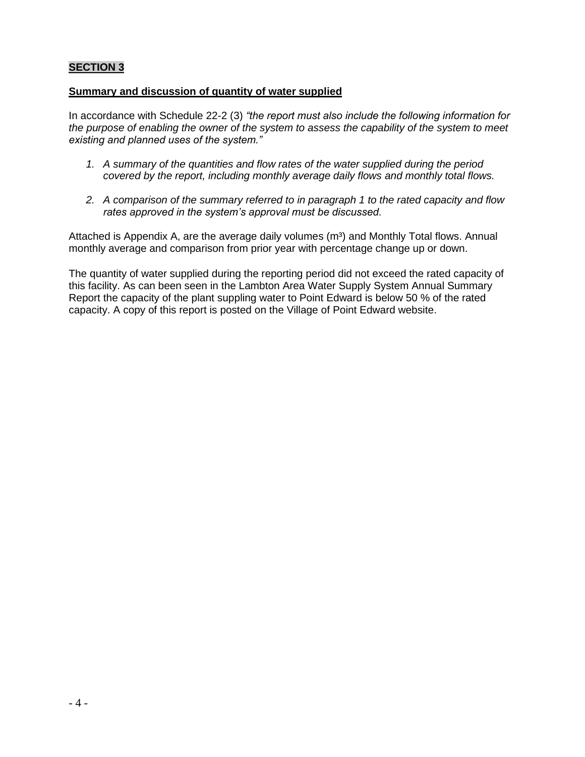## **SECTION 3**

**Summary and discussion of quantity of water supplied**

In accordance with Schedule 22-2 (3) *"the report must also include the following information for the purpose of enabling the owner of the system to assess the capability of the system to meet existing and planned uses of the system."*

1. *A summary of the quantities and flow rates of the water supplied during the period covered by the report, including monthly average daily flows and monthly total flows.*
2. *A comparison of the summary referred to in paragraph 1 to the rated capacity and flow rates approved in the system's approval must be discussed.*

Attached is Appendix A, are the average daily volumes ($m^3$) and Monthly Total flows. Annual monthly average and comparison from prior year with percentage change up or down.

The quantity of water supplied during the reporting period did not exceed the rated capacity of this facility. As can been seen in the Lambton Area Water Supply System Annual Summary Report the capacity of the plant suppling water to Point Edward is below 50 % of the rated capacity. A copy of this report is posted on the Village of Point Edward website.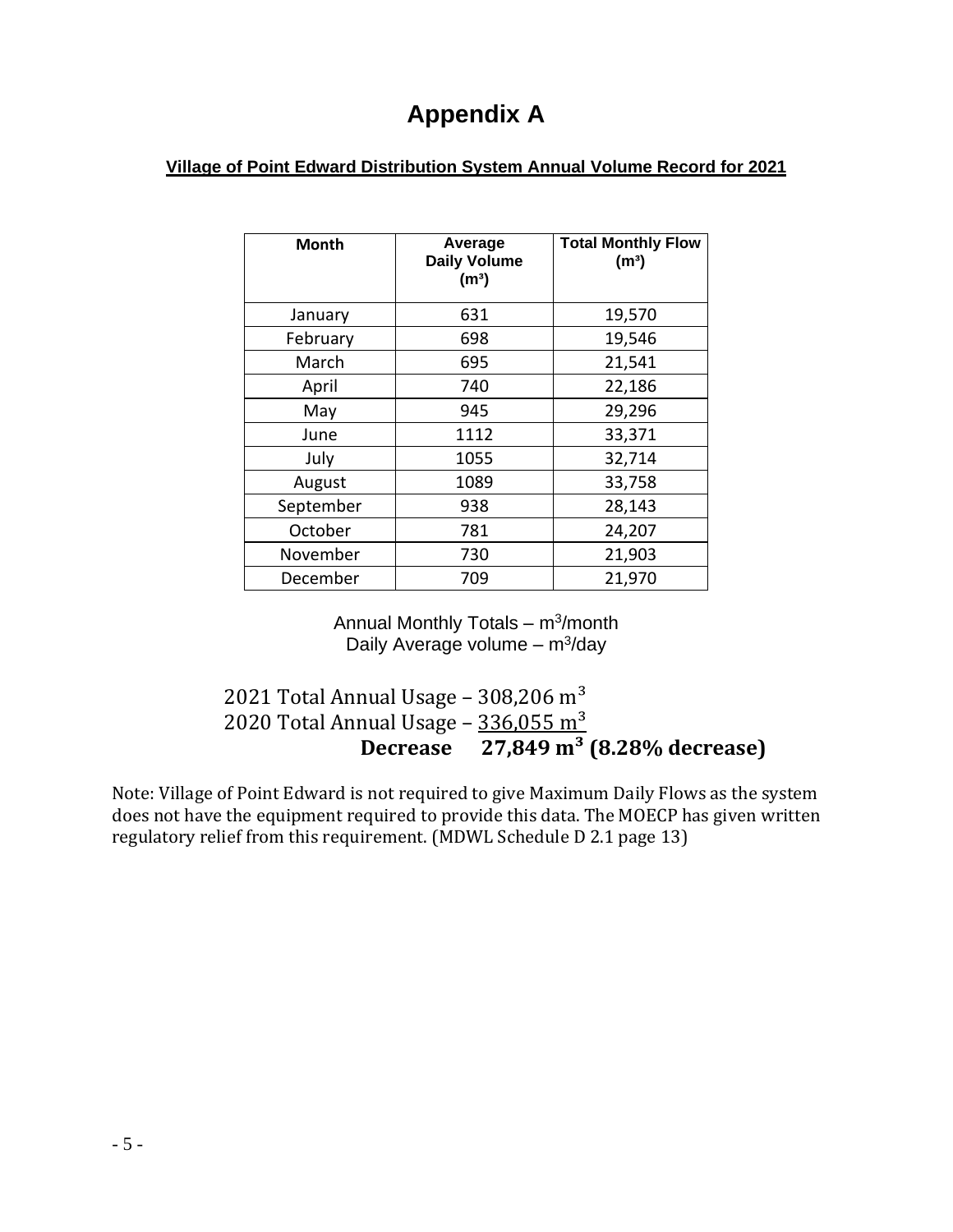# Appendix A

**Village of Point Edward Distribution System Annual Volume Record for 2021**

| Month | Average Daily Volume ($m^3$) | Total Monthly Flow ($m^3$) |
|---|---|---|
| January | 631 | 19,570 |
| February | 698 | 19,546 |
| March | 695 | 21,541 |
| April | 740 | 22,186 |
| May | 945 | 29,296 |
| June | 1112 | 33,371 |
| July | 1055 | 32,714 |
| August | 1089 | 33,758 |
| September | 938 | 28,143 |
| October | 781 | 24,207 |
| November | 730 | 21,903 |
| December | 709 | 21,970 |

Annual Monthly Totals – $m^3$/month
Daily Average volume – $m^3$/day

2021 Total Annual Usage – 308,206 $m^3$
2020 Total Annual Usage – 336,055 $m^3$
**Decrease 27,849 $m^3$ (8.28% decrease)**

Note: Village of Point Edward is not required to give Maximum Daily Flows as the system does not have the equipment required to provide this data. The MOECP has given written regulatory relief from this requirement. (MDWL Schedule D 2.1 page 13)